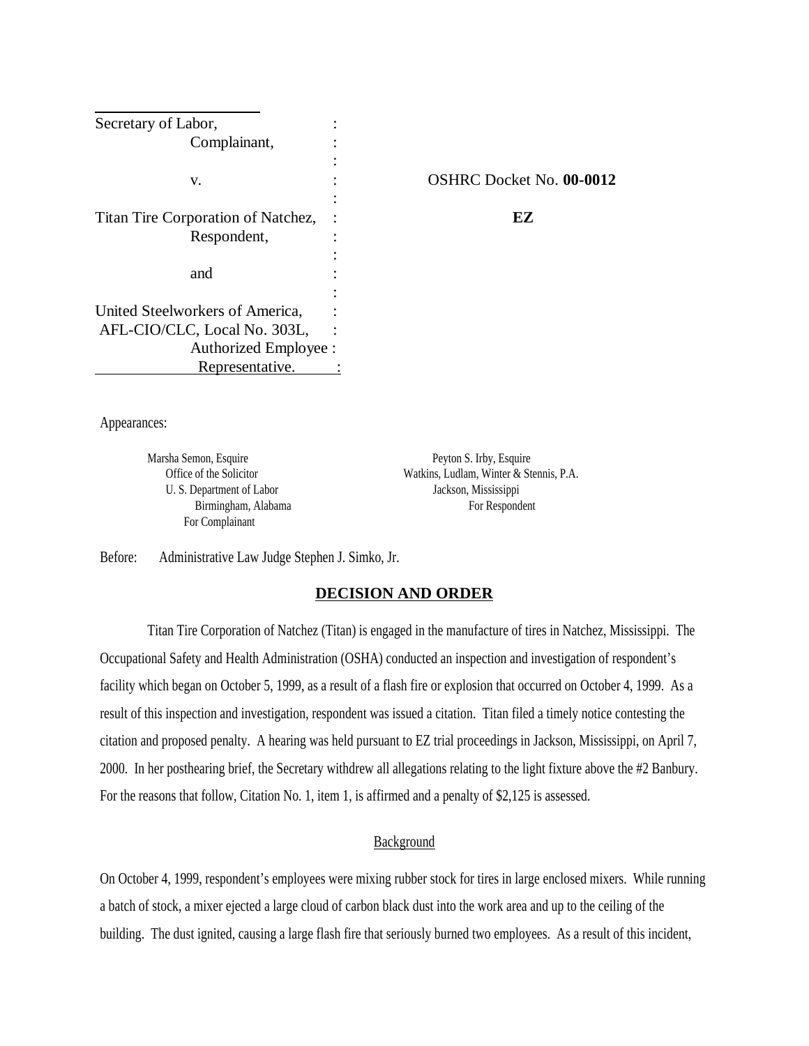| | | |
|---|---|---|
| Secretary of Labor,<br>Complainant,<br><br>v.<br><br>Titan Tire Corporation of Natchez,<br>Respondent,<br><br>and<br><br>United Steelworkers of America,<br>AFL-CIO/CLC, Local No. 303L,<br>Authorized Employee<br>Representative. | :<br>:<br>:<br>:<br>:<br>:<br>:<br>:<br>:<br>:<br>:<br>:<br>:<br>: | OSHRC Docket No. **00-0012**<br><br>**EZ** |

Appearances:

Marsha Semon, Esquire
Office of the Solicitor
U. S. Department of Labor
Birmingham, Alabama
For Complainant

Peyton S. Irby, Esquire
Watkins, Ludlam, Winter & Stennis, P.A.
Jackson, Mississippi
For Respondent

Before: Administrative Law Judge Stephen J. Simko, Jr.

## DECISION AND ORDER

Titan Tire Corporation of Natchez (Titan) is engaged in the manufacture of tires in Natchez, Mississippi. The Occupational Safety and Health Administration (OSHA) conducted an inspection and investigation of respondent's facility which began on October 5, 1999, as a result of a flash fire or explosion that occurred on October 4, 1999. As a result of this inspection and investigation, respondent was issued a citation. Titan filed a timely notice contesting the citation and proposed penalty. A hearing was held pursuant to EZ trial proceedings in Jackson, Mississippi, on April 7, 2000. In her posthearing brief, the Secretary withdrew all allegations relating to the light fixture above the #2 Banbury. For the reasons that follow, Citation No. 1, item 1, is affirmed and a penalty of $2,125 is assessed.

### Background

On October 4, 1999, respondent's employees were mixing rubber stock for tires in large enclosed mixers. While running a batch of stock, a mixer ejected a large cloud of carbon black dust into the work area and up to the ceiling of the building. The dust ignited, causing a large flash fire that seriously burned two employees. As a result of this incident,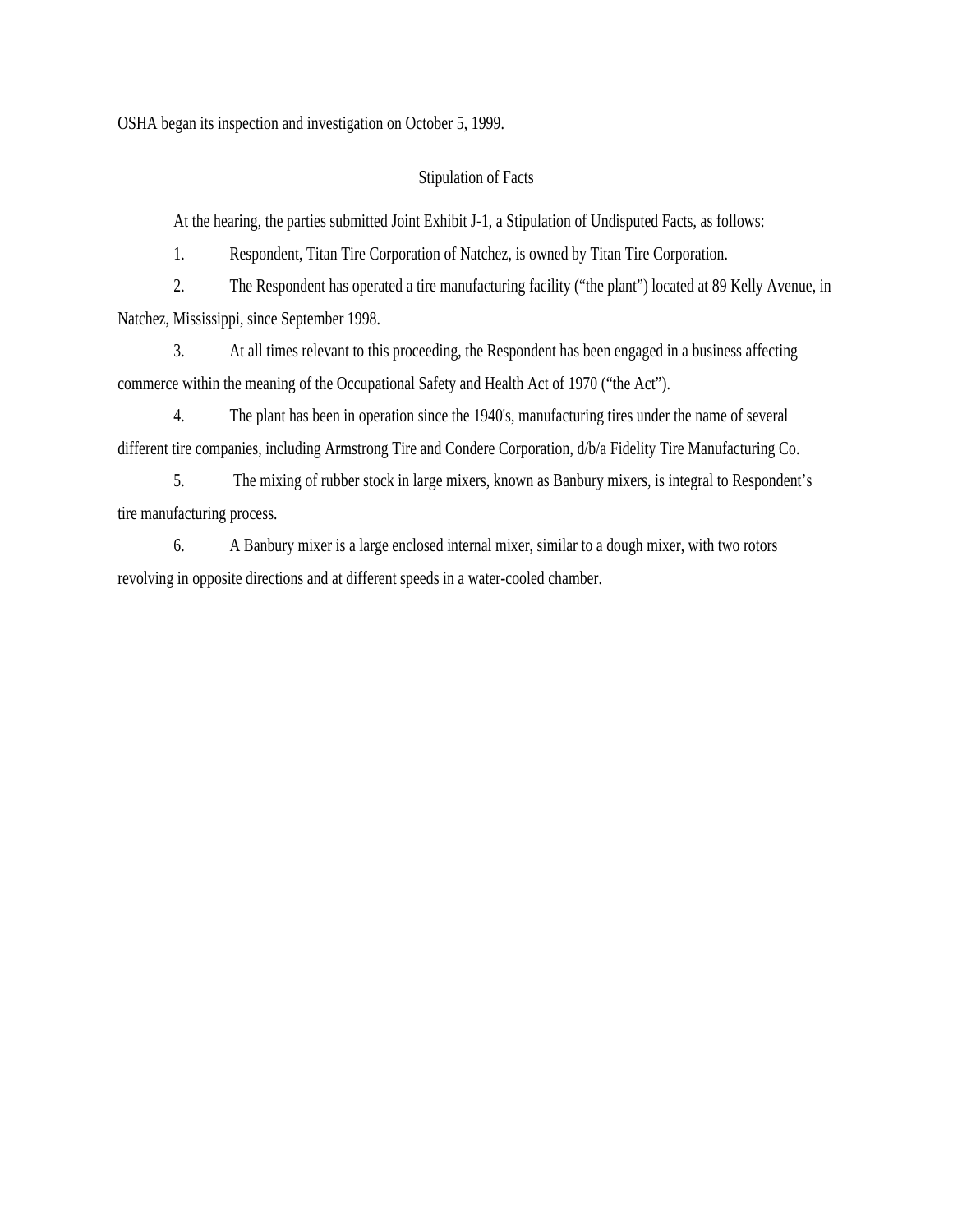OSHA began its inspection and investigation on October 5, 1999.

## Stipulation of Facts

At the hearing, the parties submitted Joint Exhibit J-1, a Stipulation of Undisputed Facts, as follows:

1. Respondent, Titan Tire Corporation of Natchez, is owned by Titan Tire Corporation.

2. The Respondent has operated a tire manufacturing facility ("the plant") located at 89 Kelly Avenue, in Natchez, Mississippi, since September 1998.

3. At all times relevant to this proceeding, the Respondent has been engaged in a business affecting commerce within the meaning of the Occupational Safety and Health Act of 1970 ("the Act").

4. The plant has been in operation since the 1940's, manufacturing tires under the name of several different tire companies, including Armstrong Tire and Condere Corporation, d/b/a Fidelity Tire Manufacturing Co.

5. The mixing of rubber stock in large mixers, known as Banbury mixers, is integral to Respondent's tire manufacturing process.

6. A Banbury mixer is a large enclosed internal mixer, similar to a dough mixer, with two rotors revolving in opposite directions and at different speeds in a water-cooled chamber.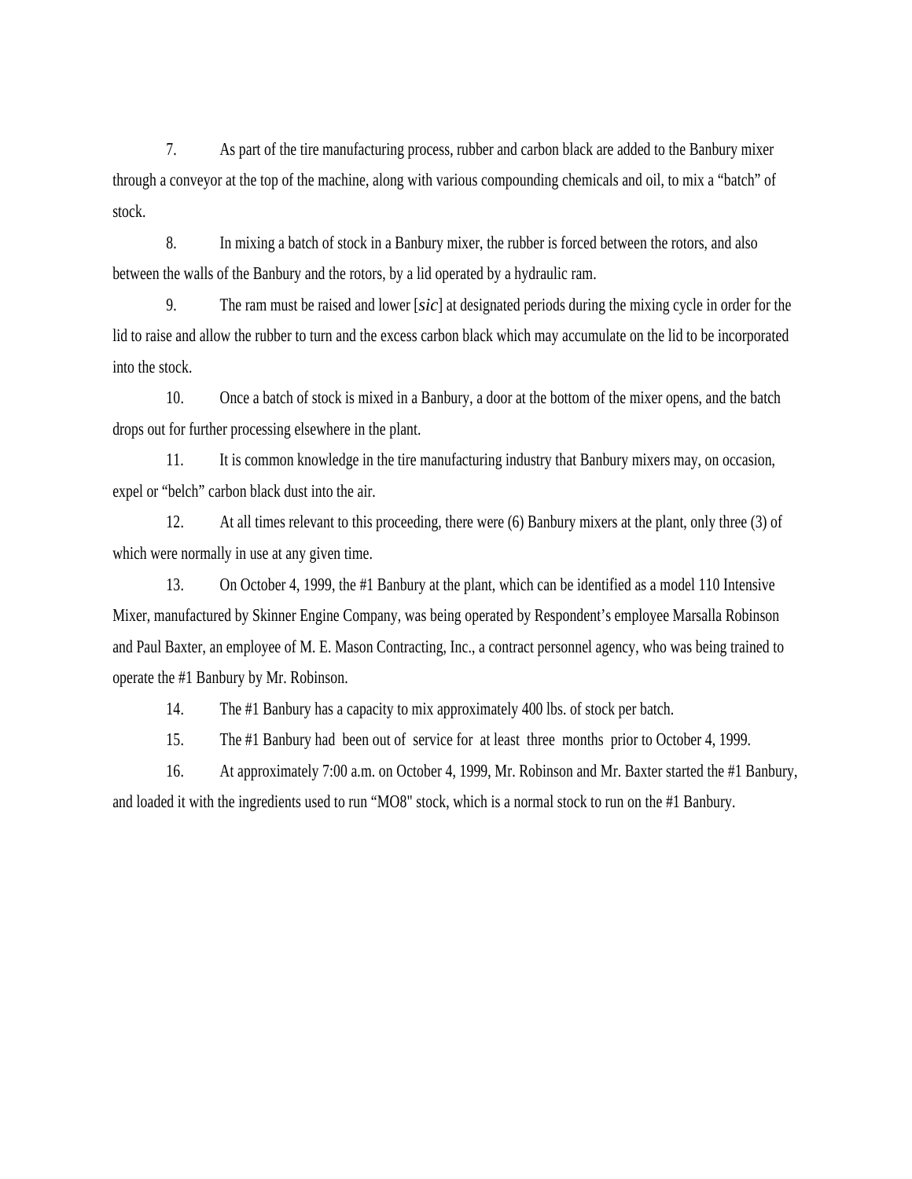7. As part of the tire manufacturing process, rubber and carbon black are added to the Banbury mixer through a conveyor at the top of the machine, along with various compounding chemicals and oil, to mix a "batch" of stock.

8. In mixing a batch of stock in a Banbury mixer, the rubber is forced between the rotors, and also between the walls of the Banbury and the rotors, by a lid operated by a hydraulic ram.

9. The ram must be raised and lower [*sic*] at designated periods during the mixing cycle in order for the lid to raise and allow the rubber to turn and the excess carbon black which may accumulate on the lid to be incorporated into the stock.

10. Once a batch of stock is mixed in a Banbury, a door at the bottom of the mixer opens, and the batch drops out for further processing elsewhere in the plant.

11. It is common knowledge in the tire manufacturing industry that Banbury mixers may, on occasion, expel or "belch" carbon black dust into the air.

12. At all times relevant to this proceeding, there were (6) Banbury mixers at the plant, only three (3) of which were normally in use at any given time.

13. On October 4, 1999, the #1 Banbury at the plant, which can be identified as a model 110 Intensive Mixer, manufactured by Skinner Engine Company, was being operated by Respondent's employee Marsalla Robinson and Paul Baxter, an employee of M. E. Mason Contracting, Inc., a contract personnel agency, who was being trained to operate the #1 Banbury by Mr. Robinson.

14. The #1 Banbury has a capacity to mix approximately 400 lbs. of stock per batch.

15. The #1 Banbury had been out of service for at least three months prior to October 4, 1999.

16. At approximately 7:00 a.m. on October 4, 1999, Mr. Robinson and Mr. Baxter started the #1 Banbury, and loaded it with the ingredients used to run "MO8" stock, which is a normal stock to run on the #1 Banbury.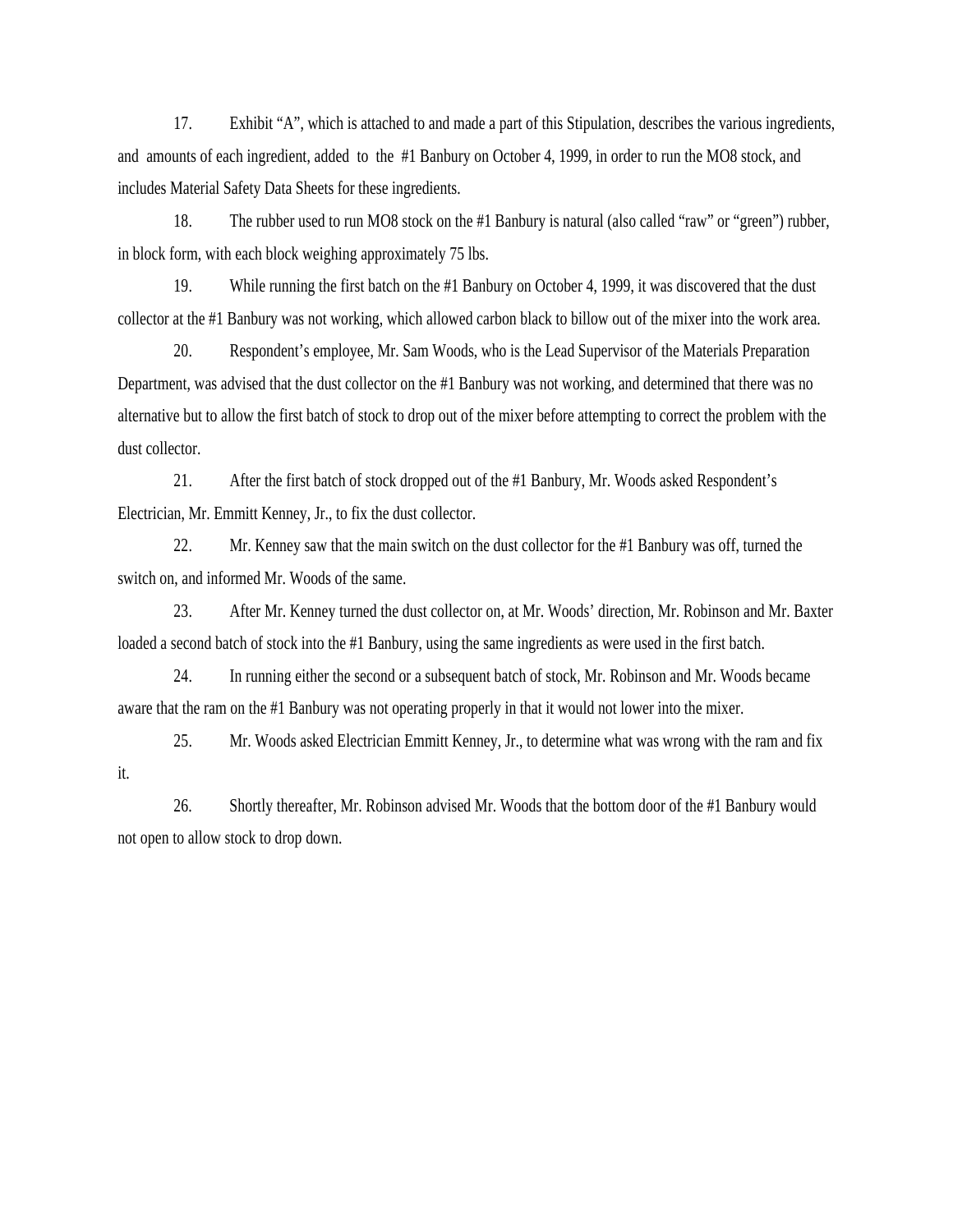17. Exhibit "A", which is attached to and made a part of this Stipulation, describes the various ingredients, and amounts of each ingredient, added to the #1 Banbury on October 4, 1999, in order to run the MO8 stock, and includes Material Safety Data Sheets for these ingredients.

18. The rubber used to run MO8 stock on the #1 Banbury is natural (also called "raw" or "green") rubber, in block form, with each block weighing approximately 75 lbs.

19. While running the first batch on the #1 Banbury on October 4, 1999, it was discovered that the dust collector at the #1 Banbury was not working, which allowed carbon black to billow out of the mixer into the work area.

20. Respondent's employee, Mr. Sam Woods, who is the Lead Supervisor of the Materials Preparation Department, was advised that the dust collector on the #1 Banbury was not working, and determined that there was no alternative but to allow the first batch of stock to drop out of the mixer before attempting to correct the problem with the dust collector.

21. After the first batch of stock dropped out of the #1 Banbury, Mr. Woods asked Respondent's Electrician, Mr. Emmitt Kenney, Jr., to fix the dust collector.

22. Mr. Kenney saw that the main switch on the dust collector for the #1 Banbury was off, turned the switch on, and informed Mr. Woods of the same.

23. After Mr. Kenney turned the dust collector on, at Mr. Woods' direction, Mr. Robinson and Mr. Baxter loaded a second batch of stock into the #1 Banbury, using the same ingredients as were used in the first batch.

24. In running either the second or a subsequent batch of stock, Mr. Robinson and Mr. Woods became aware that the ram on the #1 Banbury was not operating properly in that it would not lower into the mixer.

25. Mr. Woods asked Electrician Emmitt Kenney, Jr., to determine what was wrong with the ram and fix it.

26. Shortly thereafter, Mr. Robinson advised Mr. Woods that the bottom door of the #1 Banbury would not open to allow stock to drop down.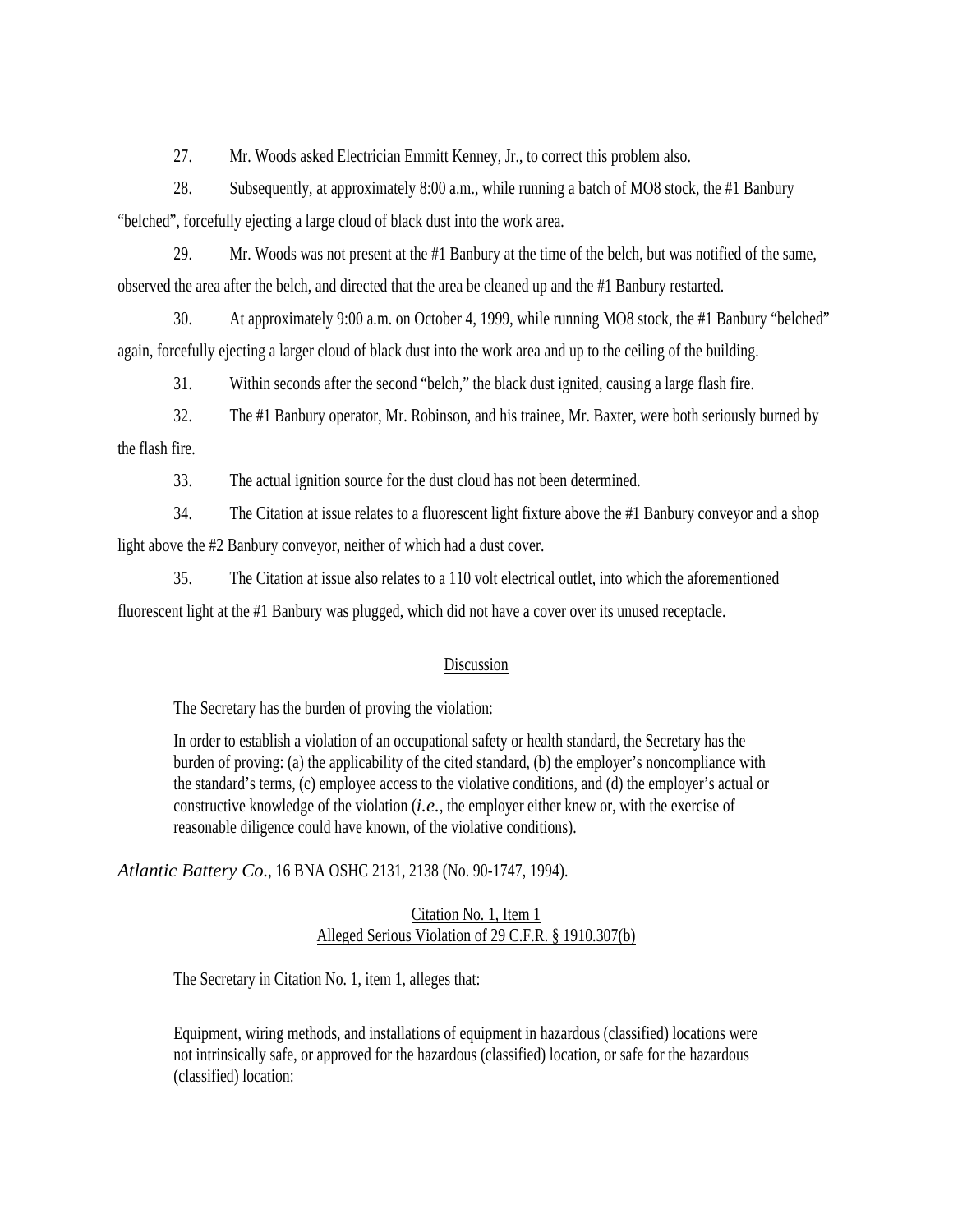27. Mr. Woods asked Electrician Emmitt Kenney, Jr., to correct this problem also.

28. Subsequently, at approximately 8:00 a.m., while running a batch of MO8 stock, the #1 Banbury "belched", forcefully ejecting a large cloud of black dust into the work area.

29. Mr. Woods was not present at the #1 Banbury at the time of the belch, but was notified of the same, observed the area after the belch, and directed that the area be cleaned up and the #1 Banbury restarted.

30. At approximately 9:00 a.m. on October 4, 1999, while running MO8 stock, the #1 Banbury "belched" again, forcefully ejecting a larger cloud of black dust into the work area and up to the ceiling of the building.

31. Within seconds after the second "belch," the black dust ignited, causing a large flash fire.

32. The #1 Banbury operator, Mr. Robinson, and his trainee, Mr. Baxter, were both seriously burned by the flash fire.

33. The actual ignition source for the dust cloud has not been determined.

34. The Citation at issue relates to a fluorescent light fixture above the #1 Banbury conveyor and a shop light above the #2 Banbury conveyor, neither of which had a dust cover.

35. The Citation at issue also relates to a 110 volt electrical outlet, into which the aforementioned fluorescent light at the #1 Banbury was plugged, which did not have a cover over its unused receptacle.

## Discussion

The Secretary has the burden of proving the violation:

> In order to establish a violation of an occupational safety or health standard, the Secretary has the burden of proving: (a) the applicability of the cited standard, (b) the employer's noncompliance with the standard's terms, (c) employee access to the violative conditions, and (d) the employer's actual or constructive knowledge of the violation (*i.e.*, the employer either knew or, with the exercise of reasonable diligence could have known, of the violative conditions).

*Atlantic Battery Co.*, 16 BNA OSHC 2131, 2138 (No. 90-1747, 1994).

### Citation No. 1, Item 1
### Alleged Serious Violation of 29 C.F.R. § 1910.307(b)

The Secretary in Citation No. 1, item 1, alleges that:

> Equipment, wiring methods, and installations of equipment in hazardous (classified) locations were not intrinsically safe, or approved for the hazardous (classified) location, or safe for the hazardous (classified) location: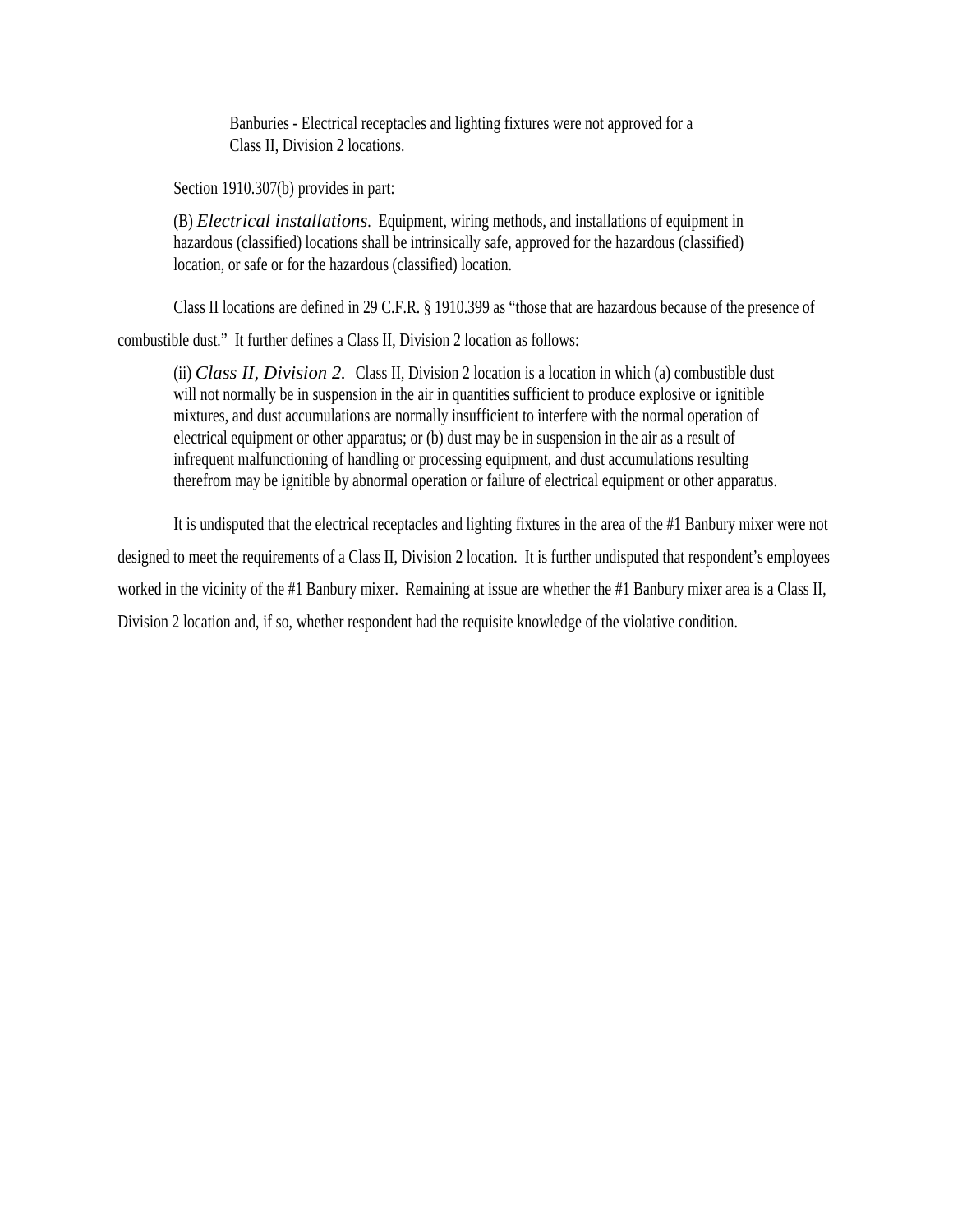> Banburies - Electrical receptacles and lighting fixtures were not approved for a Class II, Division 2 locations.

Section 1910.307(b) provides in part:

> (B) *Electrical installations*. Equipment, wiring methods, and installations of equipment in hazardous (classified) locations shall be intrinsically safe, approved for the hazardous (classified) location, or safe or for the hazardous (classified) location.

Class II locations are defined in 29 C.F.R. § 1910.399 as "those that are hazardous because of the presence of combustible dust." It further defines a Class II, Division 2 location as follows:

> (ii) *Class II, Division 2.* Class II, Division 2 location is a location in which (a) combustible dust will not normally be in suspension in the air in quantities sufficient to produce explosive or ignitible mixtures, and dust accumulations are normally insufficient to interfere with the normal operation of electrical equipment or other apparatus; or (b) dust may be in suspension in the air as a result of infrequent malfunctioning of handling or processing equipment, and dust accumulations resulting therefrom may be ignitible by abnormal operation or failure of electrical equipment or other apparatus.

It is undisputed that the electrical receptacles and lighting fixtures in the area of the #1 Banbury mixer were not designed to meet the requirements of a Class II, Division 2 location. It is further undisputed that respondent's employees worked in the vicinity of the #1 Banbury mixer. Remaining at issue are whether the #1 Banbury mixer area is a Class II, Division 2 location and, if so, whether respondent had the requisite knowledge of the violative condition.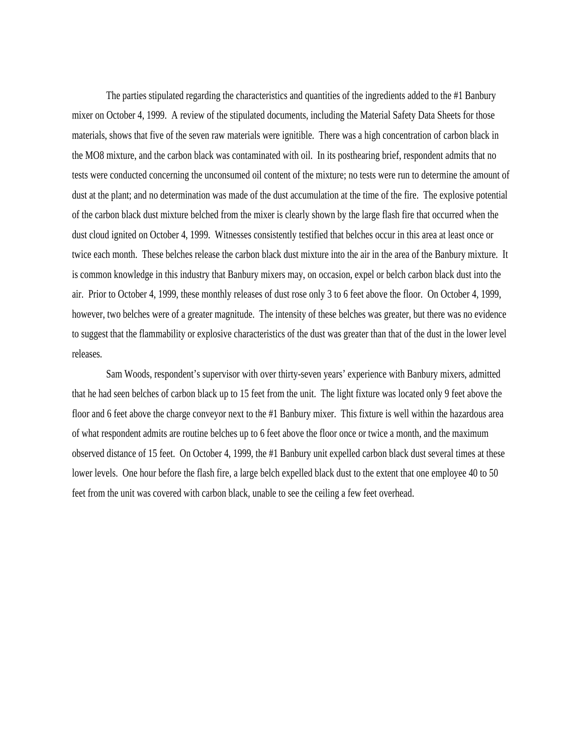The parties stipulated regarding the characteristics and quantities of the ingredients added to the #1 Banbury mixer on October 4, 1999. A review of the stipulated documents, including the Material Safety Data Sheets for those materials, shows that five of the seven raw materials were ignitible. There was a high concentration of carbon black in the MO8 mixture, and the carbon black was contaminated with oil. In its posthearing brief, respondent admits that no tests were conducted concerning the unconsumed oil content of the mixture; no tests were run to determine the amount of dust at the plant; and no determination was made of the dust accumulation at the time of the fire. The explosive potential of the carbon black dust mixture belched from the mixer is clearly shown by the large flash fire that occurred when the dust cloud ignited on October 4, 1999. Witnesses consistently testified that belches occur in this area at least once or twice each month. These belches release the carbon black dust mixture into the air in the area of the Banbury mixture. It is common knowledge in this industry that Banbury mixers may, on occasion, expel or belch carbon black dust into the air. Prior to October 4, 1999, these monthly releases of dust rose only 3 to 6 feet above the floor. On October 4, 1999, however, two belches were of a greater magnitude. The intensity of these belches was greater, but there was no evidence to suggest that the flammability or explosive characteristics of the dust was greater than that of the dust in the lower level releases.

Sam Woods, respondent's supervisor with over thirty-seven years' experience with Banbury mixers, admitted that he had seen belches of carbon black up to 15 feet from the unit. The light fixture was located only 9 feet above the floor and 6 feet above the charge conveyor next to the #1 Banbury mixer. This fixture is well within the hazardous area of what respondent admits are routine belches up to 6 feet above the floor once or twice a month, and the maximum observed distance of 15 feet. On October 4, 1999, the #1 Banbury unit expelled carbon black dust several times at these lower levels. One hour before the flash fire, a large belch expelled black dust to the extent that one employee 40 to 50 feet from the unit was covered with carbon black, unable to see the ceiling a few feet overhead.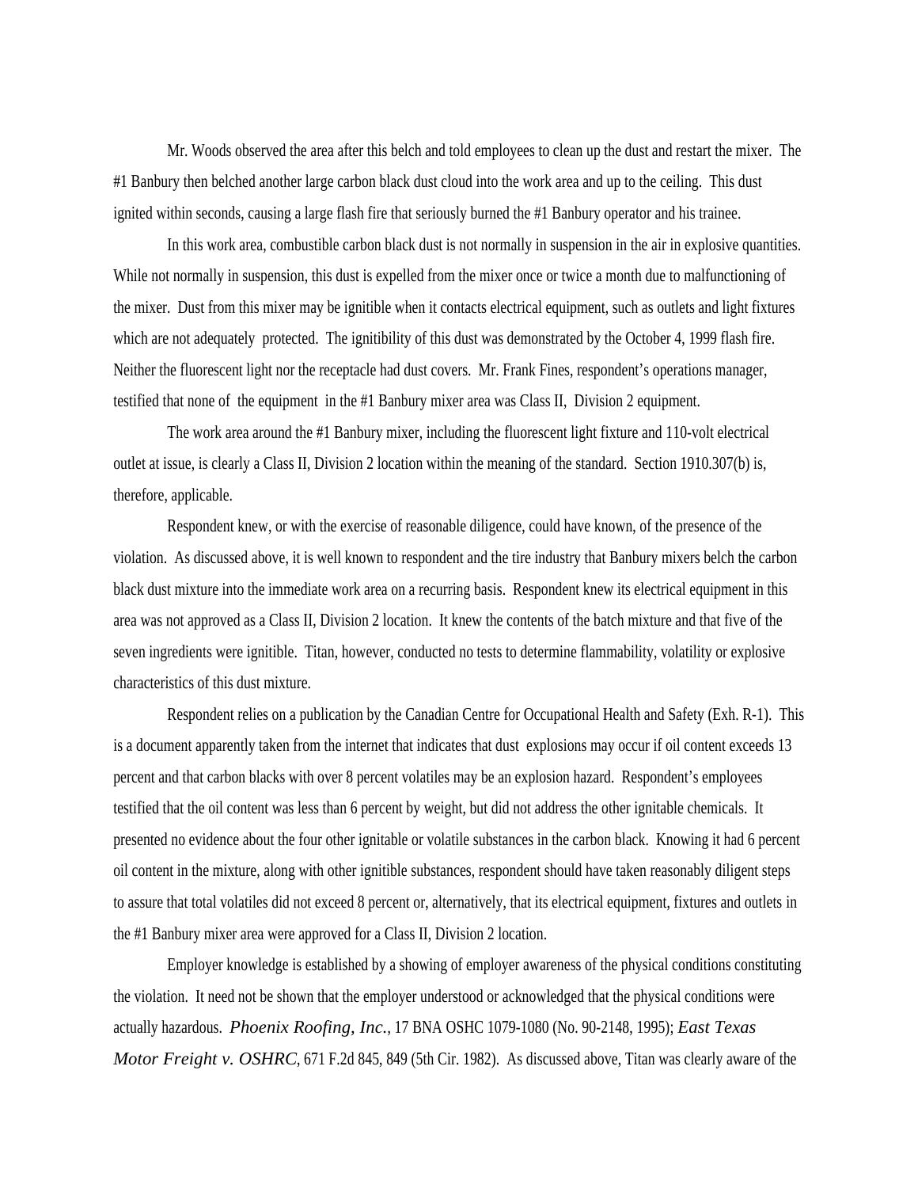Mr. Woods observed the area after this belch and told employees to clean up the dust and restart the mixer. The #1 Banbury then belched another large carbon black dust cloud into the work area and up to the ceiling. This dust ignited within seconds, causing a large flash fire that seriously burned the #1 Banbury operator and his trainee.

In this work area, combustible carbon black dust is not normally in suspension in the air in explosive quantities. While not normally in suspension, this dust is expelled from the mixer once or twice a month due to malfunctioning of the mixer. Dust from this mixer may be ignitible when it contacts electrical equipment, such as outlets and light fixtures which are not adequately protected. The ignitibility of this dust was demonstrated by the October 4, 1999 flash fire. Neither the fluorescent light nor the receptacle had dust covers. Mr. Frank Fines, respondent's operations manager, testified that none of the equipment in the #1 Banbury mixer area was Class II, Division 2 equipment.

The work area around the #1 Banbury mixer, including the fluorescent light fixture and 110-volt electrical outlet at issue, is clearly a Class II, Division 2 location within the meaning of the standard. Section 1910.307(b) is, therefore, applicable.

Respondent knew, or with the exercise of reasonable diligence, could have known, of the presence of the violation. As discussed above, it is well known to respondent and the tire industry that Banbury mixers belch the carbon black dust mixture into the immediate work area on a recurring basis. Respondent knew its electrical equipment in this area was not approved as a Class II, Division 2 location. It knew the contents of the batch mixture and that five of the seven ingredients were ignitible. Titan, however, conducted no tests to determine flammability, volatility or explosive characteristics of this dust mixture.

Respondent relies on a publication by the Canadian Centre for Occupational Health and Safety (Exh. R-1). This is a document apparently taken from the internet that indicates that dust explosions may occur if oil content exceeds 13 percent and that carbon blacks with over 8 percent volatiles may be an explosion hazard. Respondent's employees testified that the oil content was less than 6 percent by weight, but did not address the other ignitable chemicals. It presented no evidence about the four other ignitable or volatile substances in the carbon black. Knowing it had 6 percent oil content in the mixture, along with other ignitible substances, respondent should have taken reasonably diligent steps to assure that total volatiles did not exceed 8 percent or, alternatively, that its electrical equipment, fixtures and outlets in the #1 Banbury mixer area were approved for a Class II, Division 2 location.

Employer knowledge is established by a showing of employer awareness of the physical conditions constituting the violation. It need not be shown that the employer understood or acknowledged that the physical conditions were actually hazardous. *Phoenix Roofing, Inc.*, 17 BNA OSHC 1079-1080 (No. 90-2148, 1995); *East Texas Motor Freight v. OSHRC*, 671 F.2d 845, 849 (5th Cir. 1982). As discussed above, Titan was clearly aware of the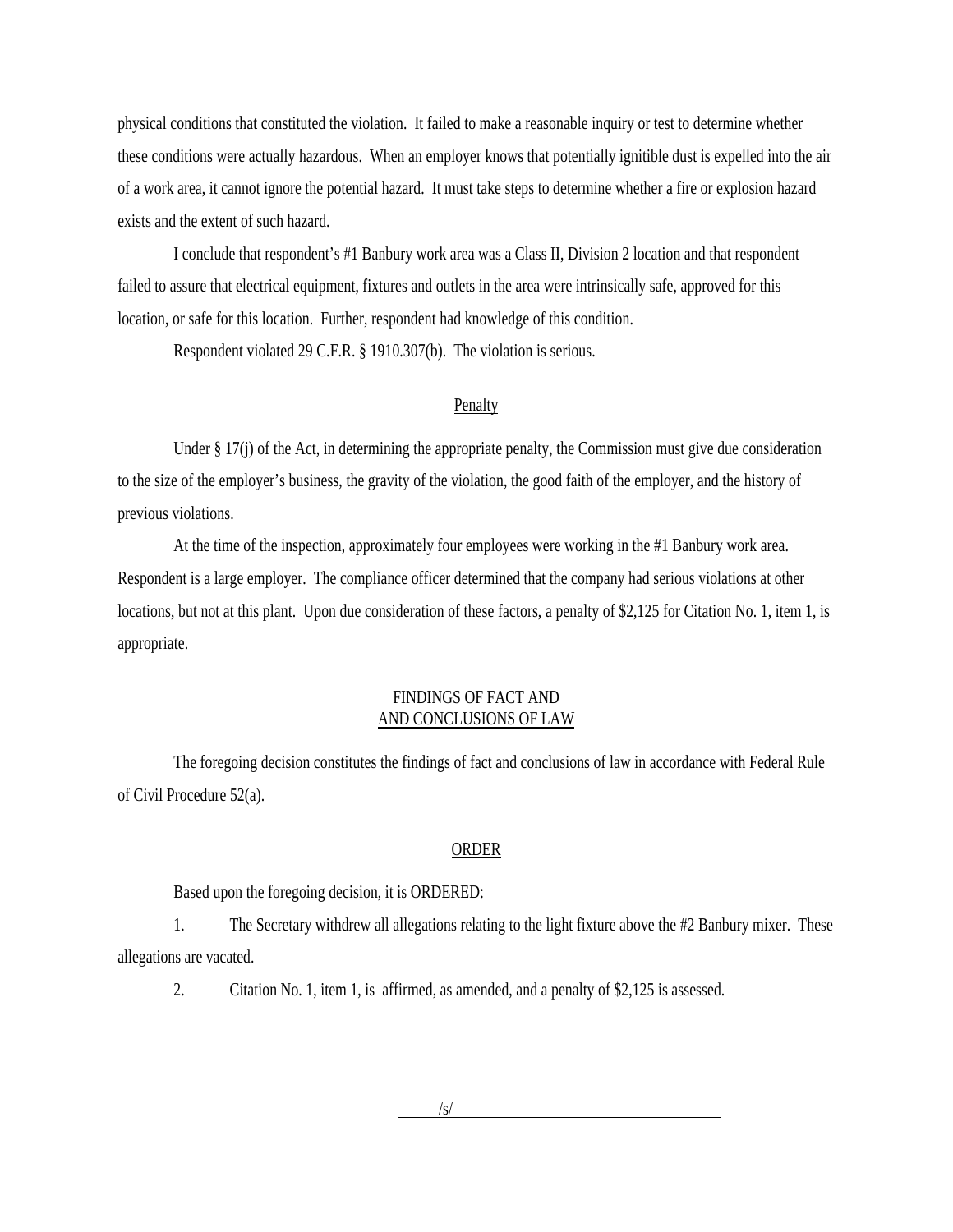physical conditions that constituted the violation. It failed to make a reasonable inquiry or test to determine whether these conditions were actually hazardous. When an employer knows that potentially ignitible dust is expelled into the air of a work area, it cannot ignore the potential hazard. It must take steps to determine whether a fire or explosion hazard exists and the extent of such hazard.

I conclude that respondent's #1 Banbury work area was a Class II, Division 2 location and that respondent failed to assure that electrical equipment, fixtures and outlets in the area were intrinsically safe, approved for this location, or safe for this location. Further, respondent had knowledge of this condition.

Respondent violated 29 C.F.R. § 1910.307(b). The violation is serious.

## Penalty

Under § 17(j) of the Act, in determining the appropriate penalty, the Commission must give due consideration to the size of the employer's business, the gravity of the violation, the good faith of the employer, and the history of previous violations.

At the time of the inspection, approximately four employees were working in the #1 Banbury work area. Respondent is a large employer. The compliance officer determined that the company had serious violations at other locations, but not at this plant. Upon due consideration of these factors, a penalty of $2,125 for Citation No. 1, item 1, is appropriate.

## FINDINGS OF FACT AND AND CONCLUSIONS OF LAW

The foregoing decision constitutes the findings of fact and conclusions of law in accordance with Federal Rule of Civil Procedure 52(a).

## ORDER

Based upon the foregoing decision, it is ORDERED:

1. The Secretary withdrew all allegations relating to the light fixture above the #2 Banbury mixer. These allegations are vacated.

2. Citation No. 1, item 1, is affirmed, as amended, and a penalty of $2,125 is assessed.

/s/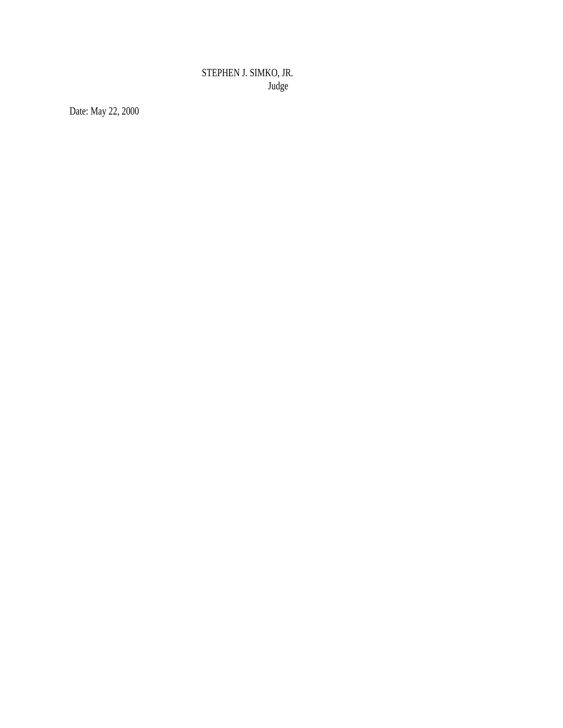STEPHEN J. SIMKO, JR.
Judge

Date: May 22, 2000